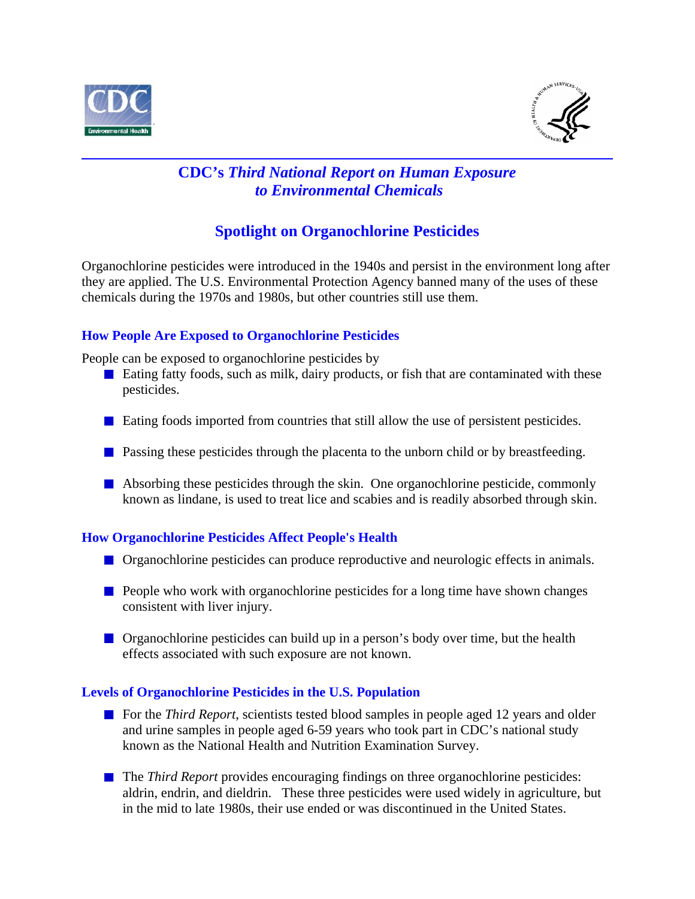# CDC's *Third National Report on Human Exposure to Environmental Chemicals*

## Spotlight on Organochlorine Pesticides

Organochlorine pesticides were introduced in the 1940s and persist in the environment long after they are applied. The U.S. Environmental Protection Agency banned many of the uses of these chemicals during the 1970s and 1980s, but other countries still use them.

### How People Are Exposed to Organochlorine Pesticides

People can be exposed to organochlorine pesticides by

- Eating fatty foods, such as milk, dairy products, or fish that are contaminated with these pesticides.
- Eating foods imported from countries that still allow the use of persistent pesticides.
- Passing these pesticides through the placenta to the unborn child or by breastfeeding.
- Absorbing these pesticides through the skin. One organochlorine pesticide, commonly known as lindane, is used to treat lice and scabies and is readily absorbed through skin.

### How Organochlorine Pesticides Affect People's Health

- Organochlorine pesticides can produce reproductive and neurologic effects in animals.
- People who work with organochlorine pesticides for a long time have shown changes consistent with liver injury.
- Organochlorine pesticides can build up in a person's body over time, but the health effects associated with such exposure are not known.

### Levels of Organochlorine Pesticides in the U.S. Population

- For the *Third Report*, scientists tested blood samples in people aged 12 years and older and urine samples in people aged 6-59 years who took part in CDC's national study known as the National Health and Nutrition Examination Survey.
- The *Third Report* provides encouraging findings on three organochlorine pesticides: aldrin, endrin, and dieldrin. These three pesticides were used widely in agriculture, but in the mid to late 1980s, their use ended or was discontinued in the United States.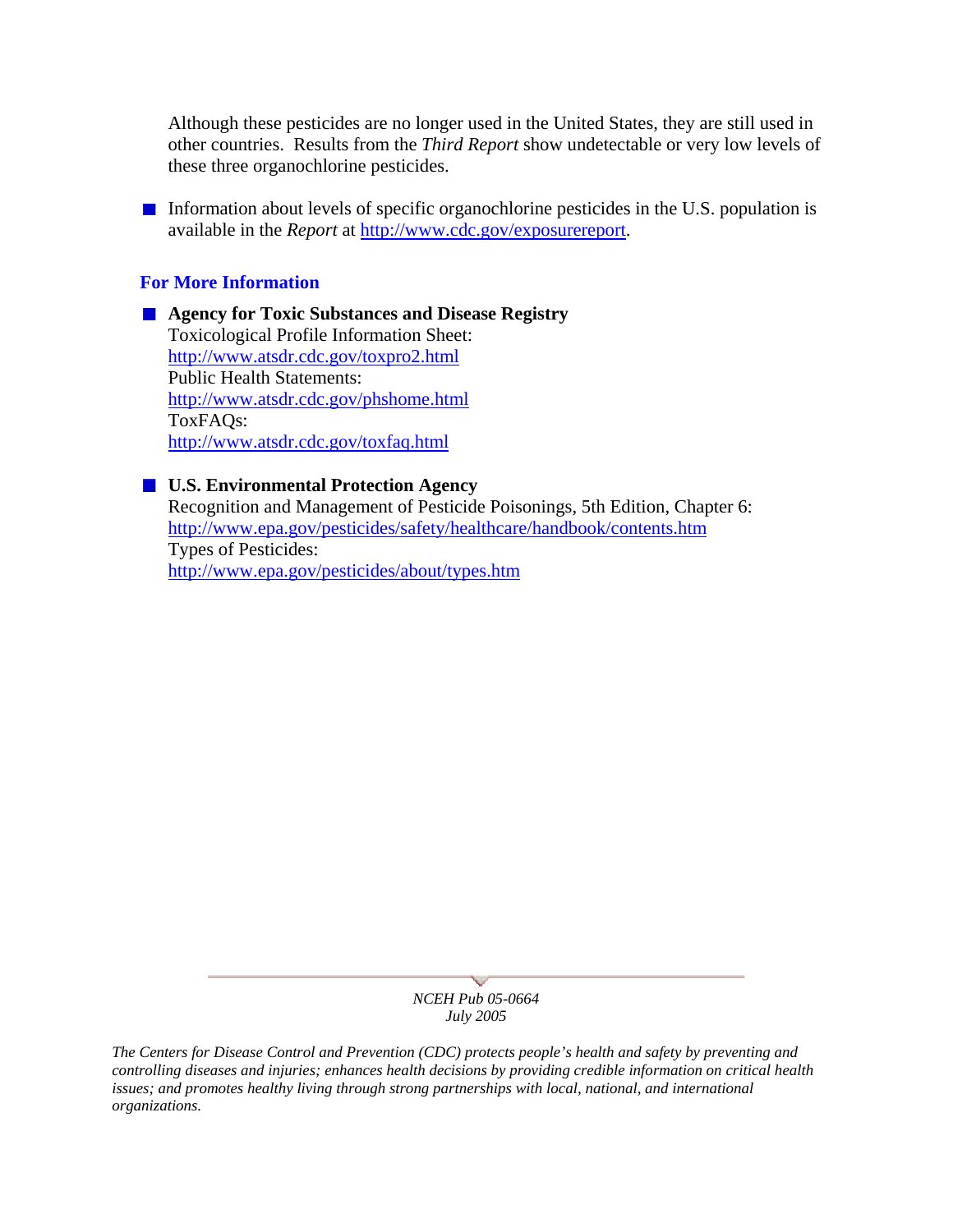Although these pesticides are no longer used in the United States, they are still used in other countries. Results from the *Third Report* show undetectable or very low levels of these three organochlorine pesticides.

- Information about levels of specific organochlorine pesticides in the U.S. population is available in the *Report* at [http://www.cdc.gov/exposurereport](http://www.cdc.gov/exposurereport).

## For More Information

- **Agency for Toxic Substances and Disease Registry**
  Toxicological Profile Information Sheet:
  [http://www.atsdr.cdc.gov/toxpro2.html](http://www.atsdr.cdc.gov/toxpro2.html)
  Public Health Statements:
  [http://www.atsdr.cdc.gov/phshome.html](http://www.atsdr.cdc.gov/phshome.html)
  ToxFAQs:
  [http://www.atsdr.cdc.gov/toxfaq.html](http://www.atsdr.cdc.gov/toxfaq.html)

- **U.S. Environmental Protection Agency**
  Recognition and Management of Pesticide Poisonings, 5th Edition, Chapter 6:
  [http://www.epa.gov/pesticides/safety/healthcare/handbook/contents.htm](http://www.epa.gov/pesticides/safety/healthcare/handbook/contents.htm)
  Types of Pesticides:
  [http://www.epa.gov/pesticides/about/types.htm](http://www.epa.gov/pesticides/about/types.htm)

---

*NCEH Pub 05-0664*
*July 2005*

*The Centers for Disease Control and Prevention (CDC) protects people's health and safety by preventing and controlling diseases and injuries; enhances health decisions by providing credible information on critical health issues; and promotes healthy living through strong partnerships with local, national, and international organizations.*